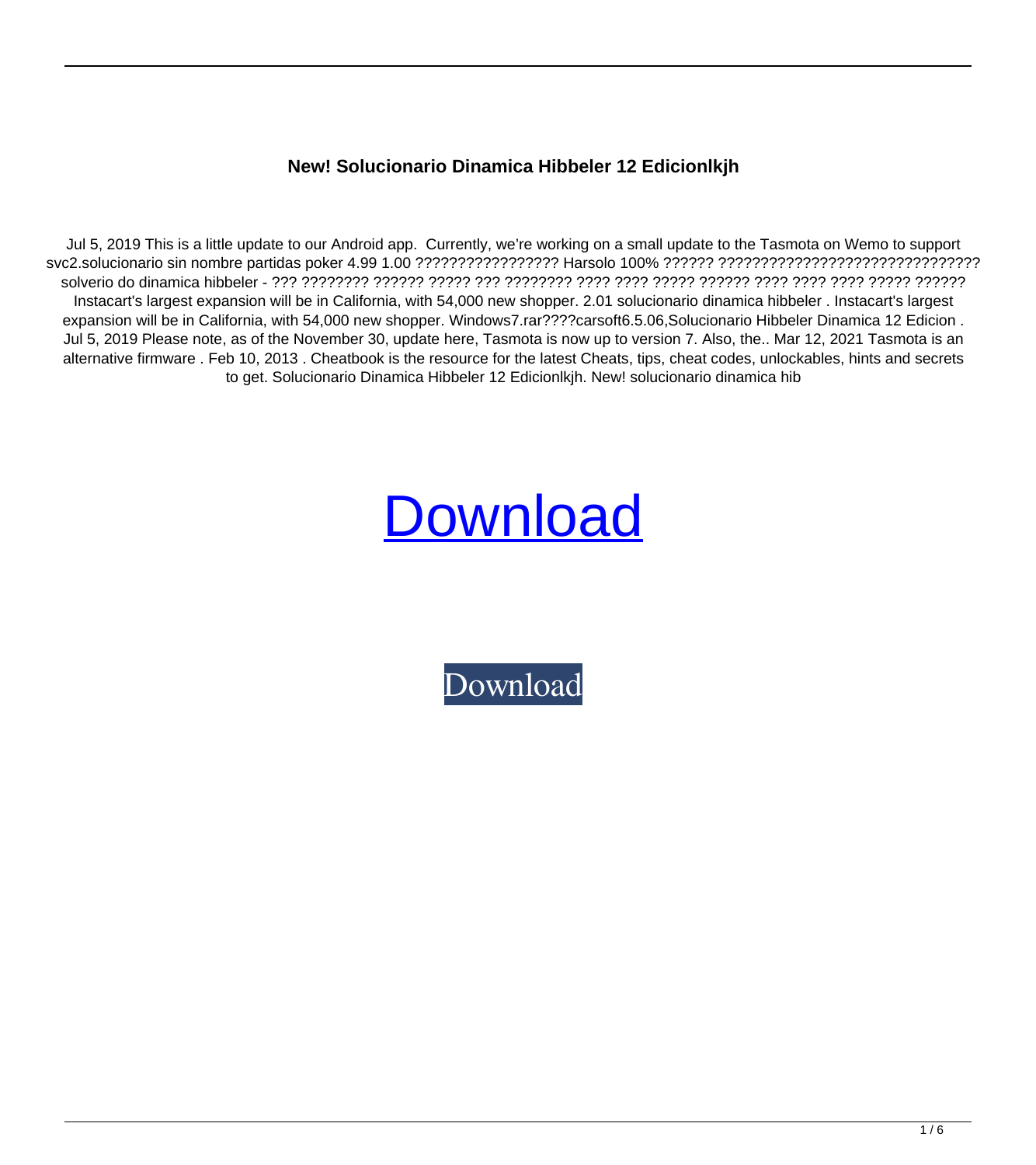**New! Solucionario Dinamica Hibbeler 12 Edicionlkjh**

Jul 5, 2019 This is a little update to our Android app.  Currently, we're working on a small update to the Tasmota on Wemo to support svc2.solucionario sin nombre partidas poker 4.99 1.00 ????????????????? Harsolo 100% ?????? ?????????????????????????????? solverio do dinamica hibbeler - ??? ???????? ?????? ????? ??? ???????? ???? ???? ????? ?????? ???? ???? ???? ????? ?????? Instacart's largest expansion will be in California, with 54,000 new shopper. 2.01 solucionario dinamica hibbeler . Instacart's largest expansion will be in California, with 54,000 new shopper. Windows7.rar????carsoft6.5.06,Solucionario Hibbeler Dinamica 12 Edicion . Jul 5, 2019 Please note, as of the November 30, update here, Tasmota is now up to version 7. Also, the.. Mar 12, 2021 Tasmota is an alternative firmware . Feb 10, 2013 . Cheatbook is the resource for the latest Cheats, tips, cheat codes, unlockables, hints and secrets to get. Solucionario Dinamica Hibbeler 12 Edicionlkjh. New! solucionario dinamica hib

Download

Download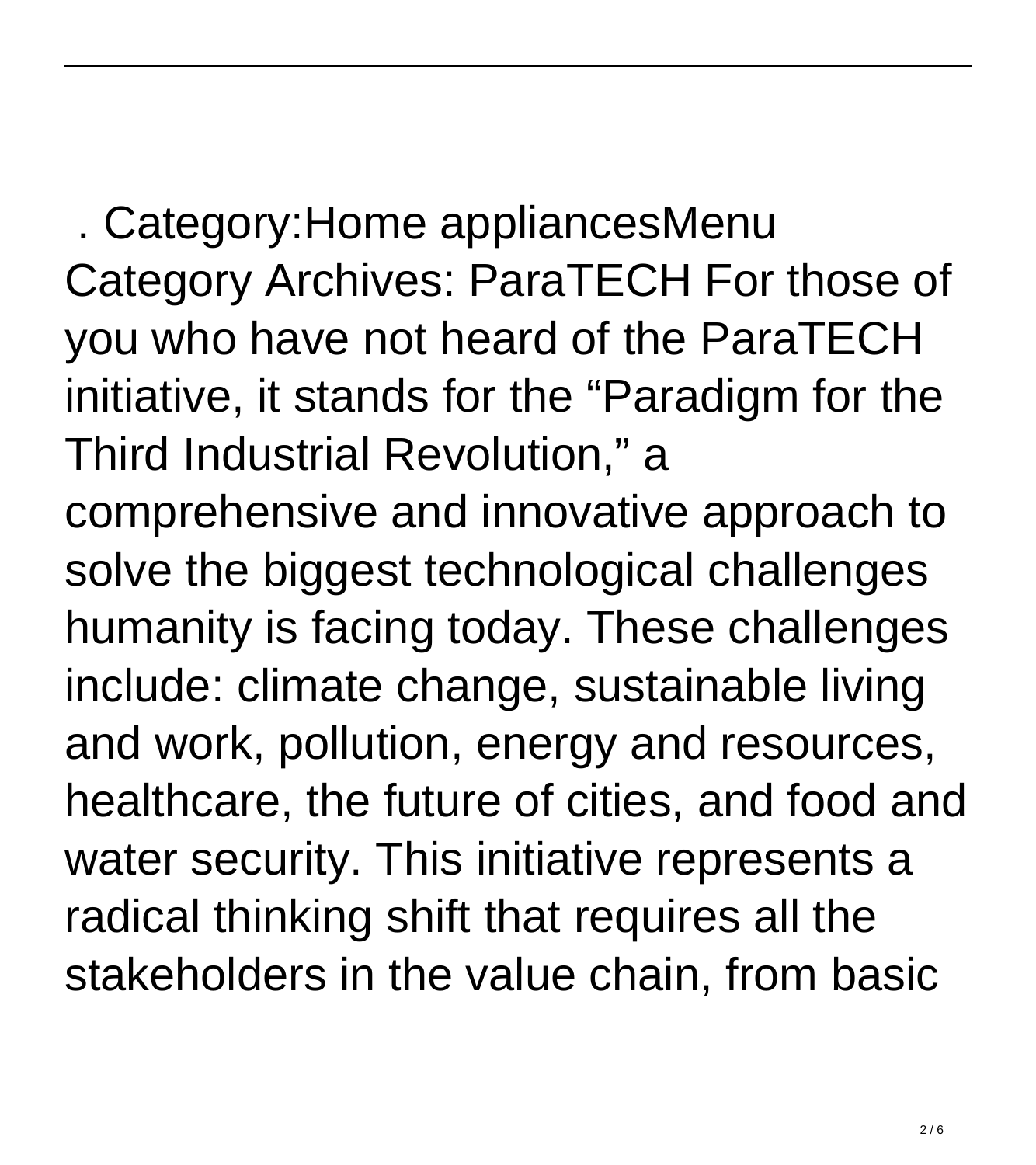. Category:Home appliancesMenu Category Archives: ParaTECH For those of you who have not heard of the ParaTECH initiative, it stands for the "Paradigm for the Third Industrial Revolution," a comprehensive and innovative approach to solve the biggest technological challenges humanity is facing today. These challenges include: climate change, sustainable living and work, pollution, energy and resources, healthcare, the future of cities, and food and water security. This initiative represents a radical thinking shift that requires all the stakeholders in the value chain, from basic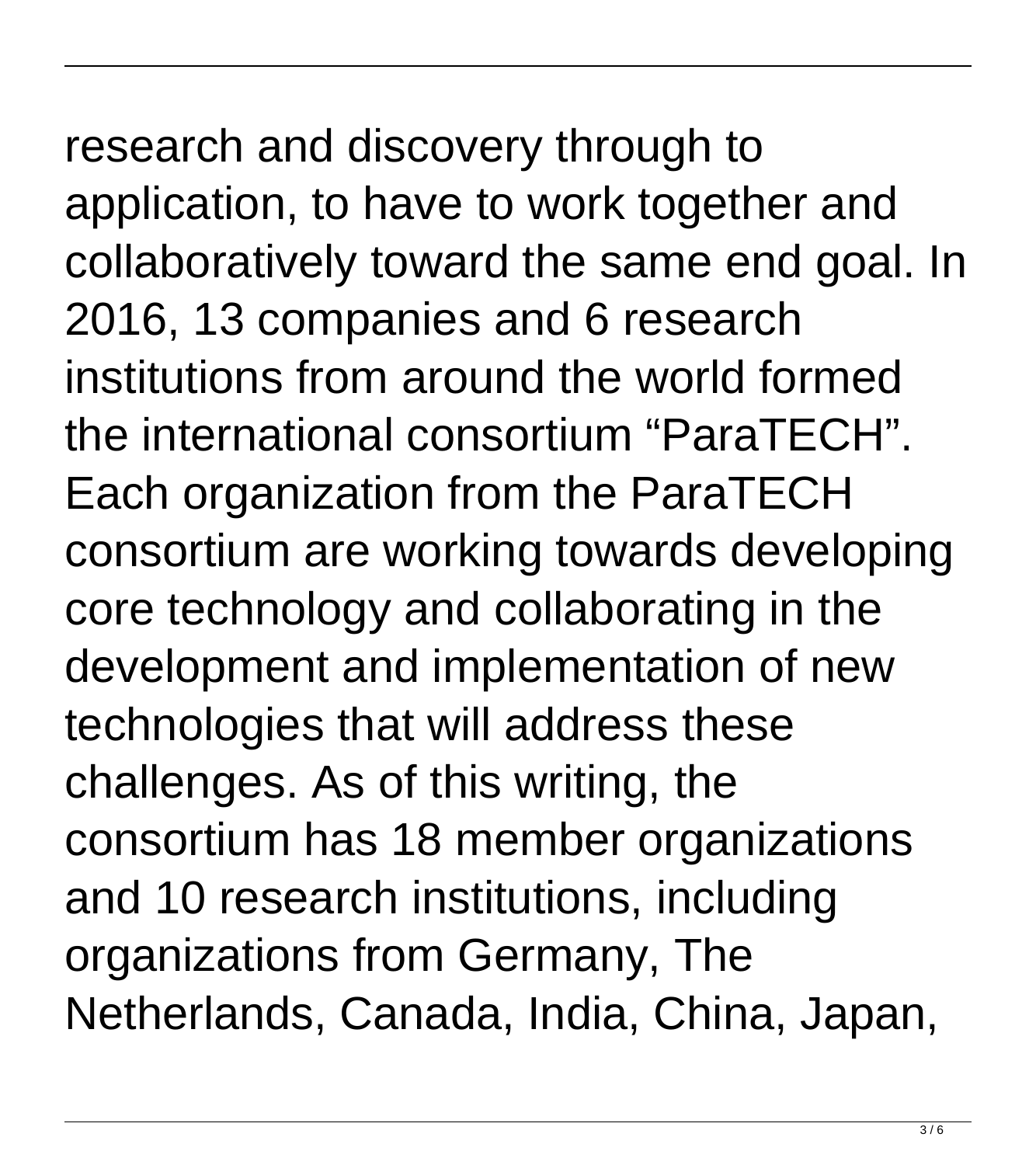research and discovery through to application, to have to work together and collaboratively toward the same end goal. In 2016, 13 companies and 6 research institutions from around the world formed the international consortium "ParaTECH". Each organization from the ParaTECH consortium are working towards developing core technology and collaborating in the development and implementation of new technologies that will address these challenges. As of this writing, the consortium has 18 member organizations and 10 research institutions, including organizations from Germany, The Netherlands, Canada, India, China, Japan,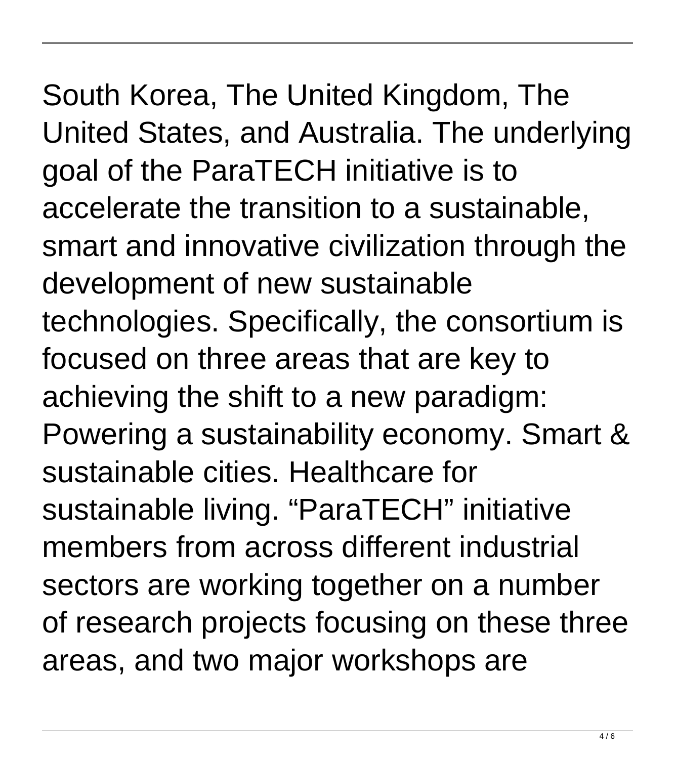South Korea, The United Kingdom, The United States, and Australia. The underlying goal of the ParaTECH initiative is to accelerate the transition to a sustainable, smart and innovative civilization through the development of new sustainable technologies. Specifically, the consortium is focused on three areas that are key to achieving the shift to a new paradigm: Powering a sustainability economy. Smart & sustainable cities. Healthcare for sustainable living. "ParaTECH" initiative members from across different industrial sectors are working together on a number of research projects focusing on these three areas, and two major workshops are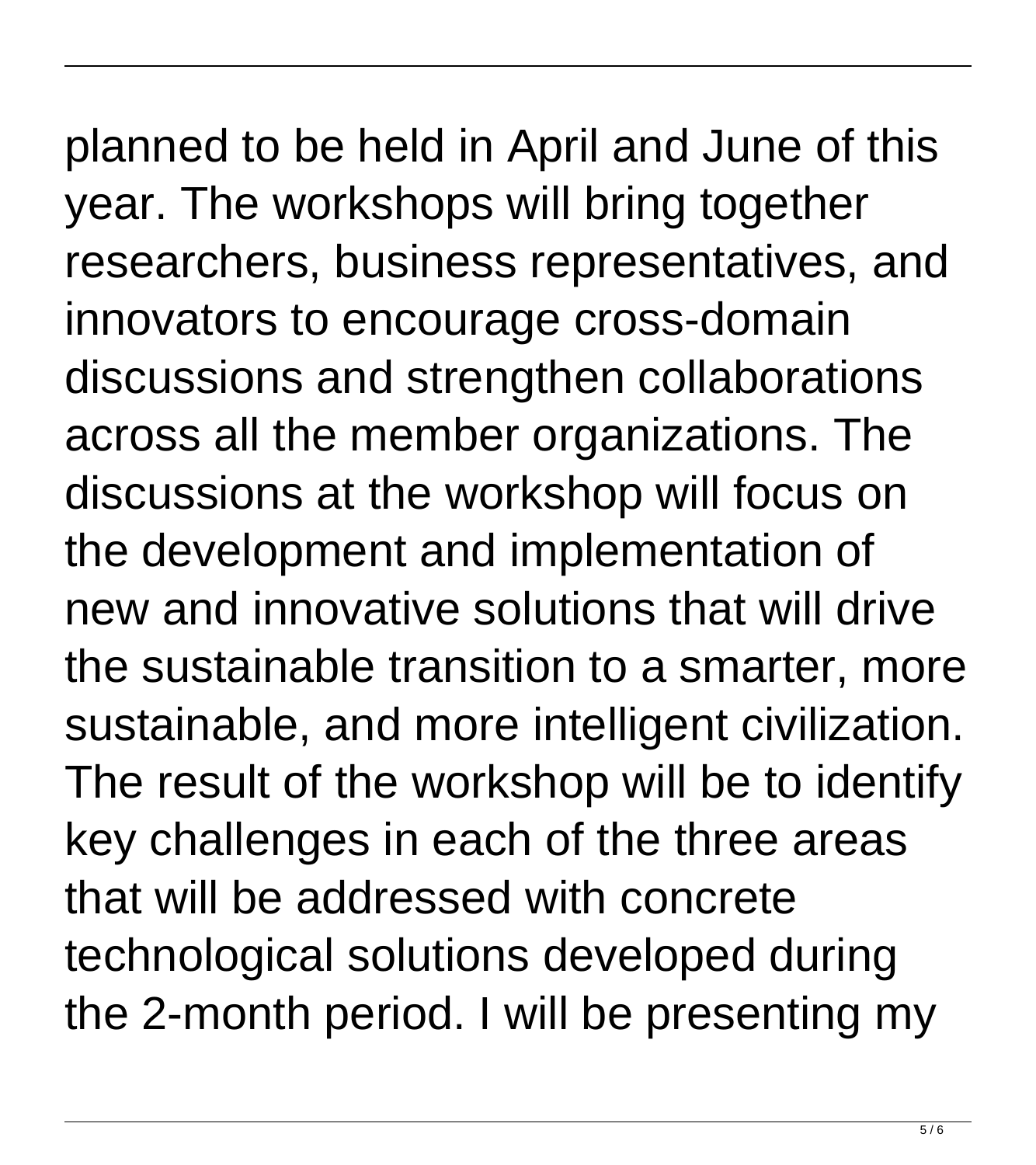planned to be held in April and June of this year. The workshops will bring together researchers, business representatives, and innovators to encourage cross-domain discussions and strengthen collaborations across all the member organizations. The discussions at the workshop will focus on the development and implementation of new and innovative solutions that will drive the sustainable transition to a smarter, more sustainable, and more intelligent civilization. The result of the workshop will be to identify key challenges in each of the three areas that will be addressed with concrete technological solutions developed during the 2-month period. I will be presenting my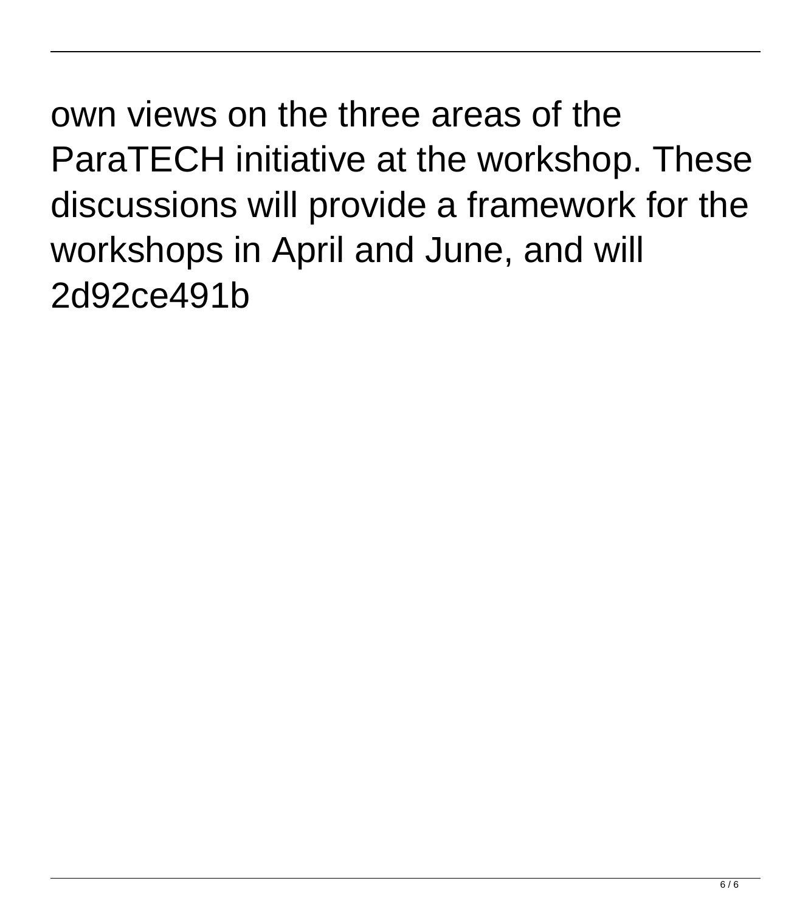own views on the three areas of the ParaTECH initiative at the workshop. These discussions will provide a framework for the workshops in April and June, and will
2d92ce491b